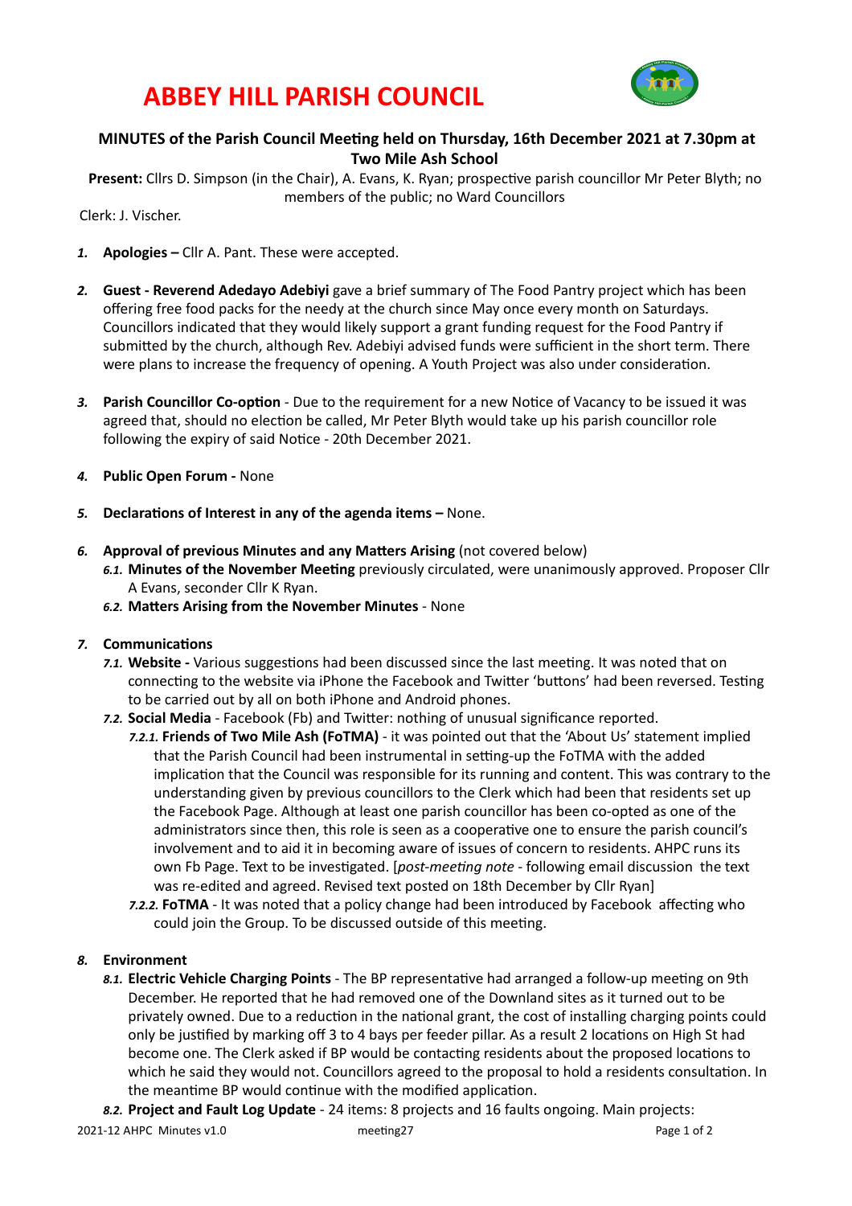# ABBEY HILL PARISH COUNCIL

**MINUTES of the Parish Council Meeting held on Thursday, 16th December 2021 at 7.30pm at Two Mile Ash School**

**Present:** Cllrs D. Simpson (in the Chair), A. Evans, K. Ryan; prospective parish councillor Mr Peter Blyth; no members of the public; no Ward Councillors

Clerk: J. Vischer.

1. **Apologies –** Cllr A. Pant. These were accepted.

2. **Guest - Reverend Adedayo Adebiyi** gave a brief summary of The Food Pantry project which has been offering free food packs for the needy at the church since May once every month on Saturdays. Councillors indicated that they would likely support a grant funding request for the Food Pantry if submitted by the church, although Rev. Adebiyi advised funds were sufficient in the short term. There were plans to increase the frequency of opening. A Youth Project was also under consideration.

3. **Parish Councillor Co-option** - Due to the requirement for a new Notice of Vacancy to be issued it was agreed that, should no election be called, Mr Peter Blyth would take up his parish councillor role following the expiry of said Notice - 20th December 2021.

4. **Public Open Forum -** None

5. **Declarations of Interest in any of the agenda items –** None.

6. **Approval of previous Minutes and any Matters Arising** (not covered below)
   - 6.1. **Minutes of the November Meeting** previously circulated, were unanimously approved. Proposer Cllr A Evans, seconder Cllr K Ryan.
   - 6.2. **Matters Arising from the November Minutes** - None

7. **Communications**
   - 7.1. **Website -** Various suggestions had been discussed since the last meeting. It was noted that on connecting to the website via iPhone the Facebook and Twitter 'buttons' had been reversed. Testing to be carried out by all on both iPhone and Android phones.
   - 7.2. **Social Media** - Facebook (Fb) and Twitter: nothing of unusual significance reported.
     - 7.2.1. **Friends of Two Mile Ash (FoTMA)** - it was pointed out that the 'About Us' statement implied that the Parish Council had been instrumental in setting-up the FoTMA with the added implication that the Council was responsible for its running and content. This was contrary to the understanding given by previous councillors to the Clerk which had been that residents set up the Facebook Page. Although at least one parish councillor has been co-opted as one of the administrators since then, this role is seen as a cooperative one to ensure the parish council's involvement and to aid it in becoming aware of issues of concern to residents. AHPC runs its own Fb Page. Text to be investigated. [*post-meeting note* - following email discussion the text was re-edited and agreed. Revised text posted on 18th December by Cllr Ryan]
     - 7.2.2. **FoTMA** - It was noted that a policy change had been introduced by Facebook affecting who could join the Group. To be discussed outside of this meeting.

8. **Environment**
   - 8.1. **Electric Vehicle Charging Points** - The BP representative had arranged a follow-up meeting on 9th December. He reported that he had removed one of the Downland sites as it turned out to be privately owned. Due to a reduction in the national grant, the cost of installing charging points could only be justified by marking off 3 to 4 bays per feeder pillar. As a result 2 locations on High St had become one. The Clerk asked if BP would be contacting residents about the proposed locations to which he said they would not. Councillors agreed to the proposal to hold a residents consultation. In the meantime BP would continue with the modified application.
   - 8.2. **Project and Fault Log Update** - 24 items: 8 projects and 16 faults ongoing. Main projects: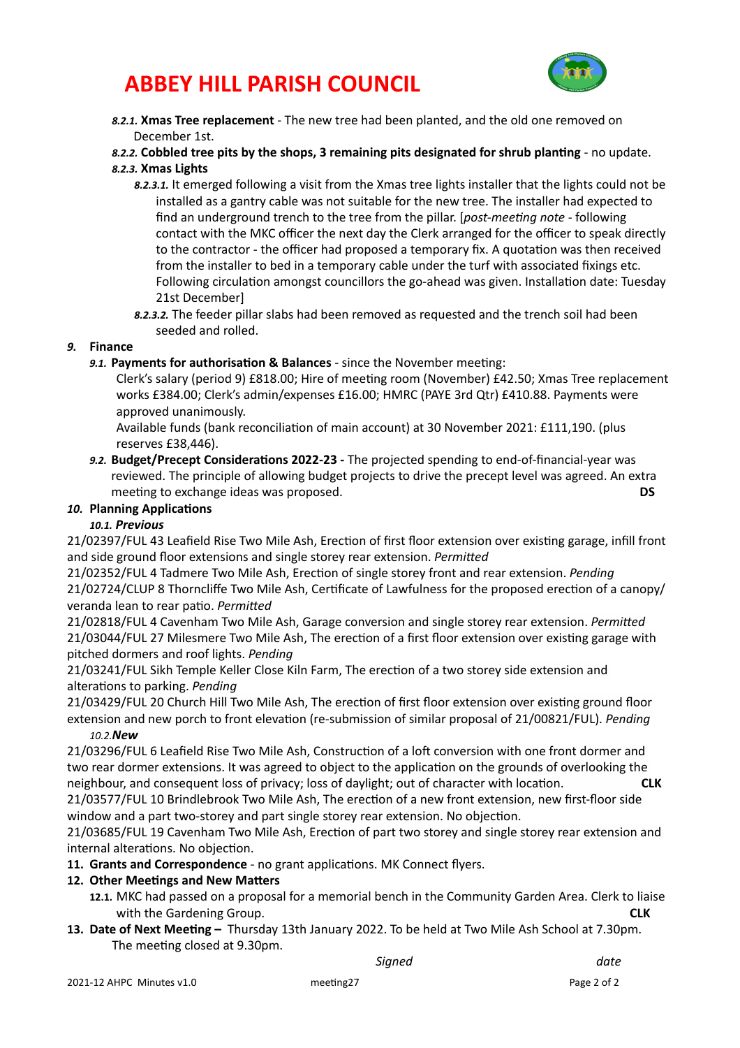# ABBEY HILL PARISH COUNCIL

*8.2.1.* **Xmas Tree replacement** - The new tree had been planted, and the old one removed on December 1st.

*8.2.2.* **Cobbled tree pits by the shops, 3 remaining pits designated for shrub planting** - no update.

*8.2.3.* **Xmas Lights**

*8.2.3.1.* It emerged following a visit from the Xmas tree lights installer that the lights could not be installed as a gantry cable was not suitable for the new tree. The installer had expected to find an underground trench to the tree from the pillar. [*post-meeting note* - following contact with the MKC officer the next day the Clerk arranged for the officer to speak directly to the contractor - the officer had proposed a temporary fix. A quotation was then received from the installer to bed in a temporary cable under the turf with associated fixings etc. Following circulation amongst councillors the go-ahead was given. Installation date: Tuesday 21st December]

*8.2.3.2.* The feeder pillar slabs had been removed as requested and the trench soil had been seeded and rolled.

*9.* **Finance**

*9.1.* **Payments for authorisation & Balances** - since the November meeting:

Clerk's salary (period 9) £818.00; Hire of meeting room (November) £42.50; Xmas Tree replacement works £384.00; Clerk's admin/expenses £16.00; HMRC (PAYE 3rd Qtr) £410.88. Payments were approved unanimously.

Available funds (bank reconciliation of main account) at 30 November 2021: £111,190. (plus reserves £38,446).

*9.2.* **Budget/Precept Considerations 2022-23 -** The projected spending to end-of-financial-year was reviewed. The principle of allowing budget projects to drive the precept level was agreed. An extra meeting to exchange ideas was proposed. **DS**

*10.* **Planning Applications**

*10.1.* ***Previous***

21/02397/FUL 43 Leafield Rise Two Mile Ash, Erection of first floor extension over existing garage, infill front and side ground floor extensions and single storey rear extension. *Permitted*

21/02352/FUL 4 Tadmere Two Mile Ash, Erection of single storey front and rear extension. *Pending*

21/02724/CLUP 8 Thorncliffe Two Mile Ash, Certificate of Lawfulness for the proposed erection of a canopy/ veranda lean to rear patio. *Permitted*

21/02818/FUL 4 Cavenham Two Mile Ash, Garage conversion and single storey rear extension. *Permitted*

21/03044/FUL 27 Milesmere Two Mile Ash, The erection of a first floor extension over existing garage with pitched dormers and roof lights. *Pending*

21/03241/FUL Sikh Temple Keller Close Kiln Farm, The erection of a two storey side extension and alterations to parking. *Pending*

21/03429/FUL 20 Church Hill Two Mile Ash, The erection of first floor extension over existing ground floor extension and new porch to front elevation (re-submission of similar proposal of 21/00821/FUL). *Pending*

*10.2.* ***New***

21/03296/FUL 6 Leafield Rise Two Mile Ash, Construction of a loft conversion with one front dormer and two rear dormer extensions. It was agreed to object to the application on the grounds of overlooking the neighbour, and consequent loss of privacy; loss of daylight; out of character with location. **CLK**

21/03577/FUL 10 Brindlebrook Two Mile Ash, The erection of a new front extension, new first-floor side window and a part two-storey and part single storey rear extension. No objection.

21/03685/FUL 19 Cavenham Two Mile Ash, Erection of part two storey and single storey rear extension and internal alterations. No objection.

11. **Grants and Correspondence** - no grant applications. MK Connect flyers.

12. **Other Meetings and New Matters**

12.1. MKC had passed on a proposal for a memorial bench in the Community Garden Area. Clerk to liaise with the Gardening Group. **CLK**

13. **Date of Next Meeting –** Thursday 13th January 2022. To be held at Two Mile Ash School at 7.30pm. The meeting closed at 9.30pm.

*Signed* *date*